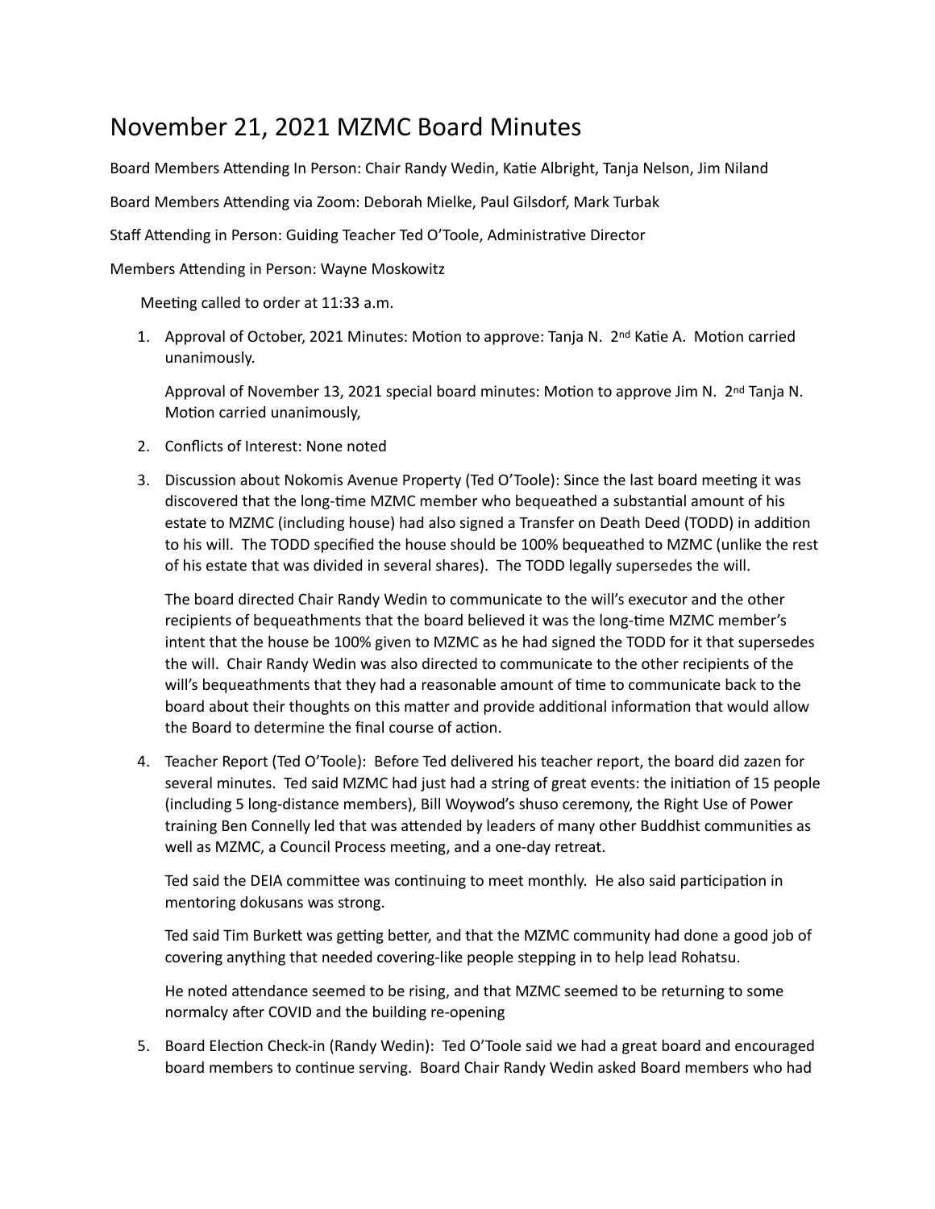# November 21, 2021 MZMC Board Minutes

Board Members Attending In Person: Chair Randy Wedin, Katie Albright, Tanja Nelson, Jim Niland

Board Members Attending via Zoom: Deborah Mielke, Paul Gilsdorf, Mark Turbak

Staff Attending in Person: Guiding Teacher Ted O'Toole, Administrative Director

Members Attending in Person: Wayne Moskowitz

Meeting called to order at 11:33 a.m.

1. Approval of October, 2021 Minutes: Motion to approve: Tanja N. 2nd Katie A. Motion carried unanimously.

   Approval of November 13, 2021 special board minutes: Motion to approve Jim N. 2nd Tanja N. Motion carried unanimously,

2. Conflicts of Interest: None noted

3. Discussion about Nokomis Avenue Property (Ted O'Toole): Since the last board meeting it was discovered that the long-time MZMC member who bequeathed a substantial amount of his estate to MZMC (including house) had also signed a Transfer on Death Deed (TODD) in addition to his will. The TODD specified the house should be 100% bequeathed to MZMC (unlike the rest of his estate that was divided in several shares). The TODD legally supersedes the will.

   The board directed Chair Randy Wedin to communicate to the will's executor and the other recipients of bequeathments that the board believed it was the long-time MZMC member's intent that the house be 100% given to MZMC as he had signed the TODD for it that supersedes the will. Chair Randy Wedin was also directed to communicate to the other recipients of the will's bequeathments that they had a reasonable amount of time to communicate back to the board about their thoughts on this matter and provide additional information that would allow the Board to determine the final course of action.

4. Teacher Report (Ted O'Toole): Before Ted delivered his teacher report, the board did zazen for several minutes. Ted said MZMC had just had a string of great events: the initiation of 15 people (including 5 long-distance members), Bill Woywod's shuso ceremony, the Right Use of Power training Ben Connelly led that was attended by leaders of many other Buddhist communities as well as MZMC, a Council Process meeting, and a one-day retreat.

   Ted said the DEIA committee was continuing to meet monthly. He also said participation in mentoring dokusans was strong.

   Ted said Tim Burkett was getting better, and that the MZMC community had done a good job of covering anything that needed covering-like people stepping in to help lead Rohatsu.

   He noted attendance seemed to be rising, and that MZMC seemed to be returning to some normalcy after COVID and the building re-opening

5. Board Election Check-in (Randy Wedin): Ted O'Toole said we had a great board and encouraged board members to continue serving. Board Chair Randy Wedin asked Board members who had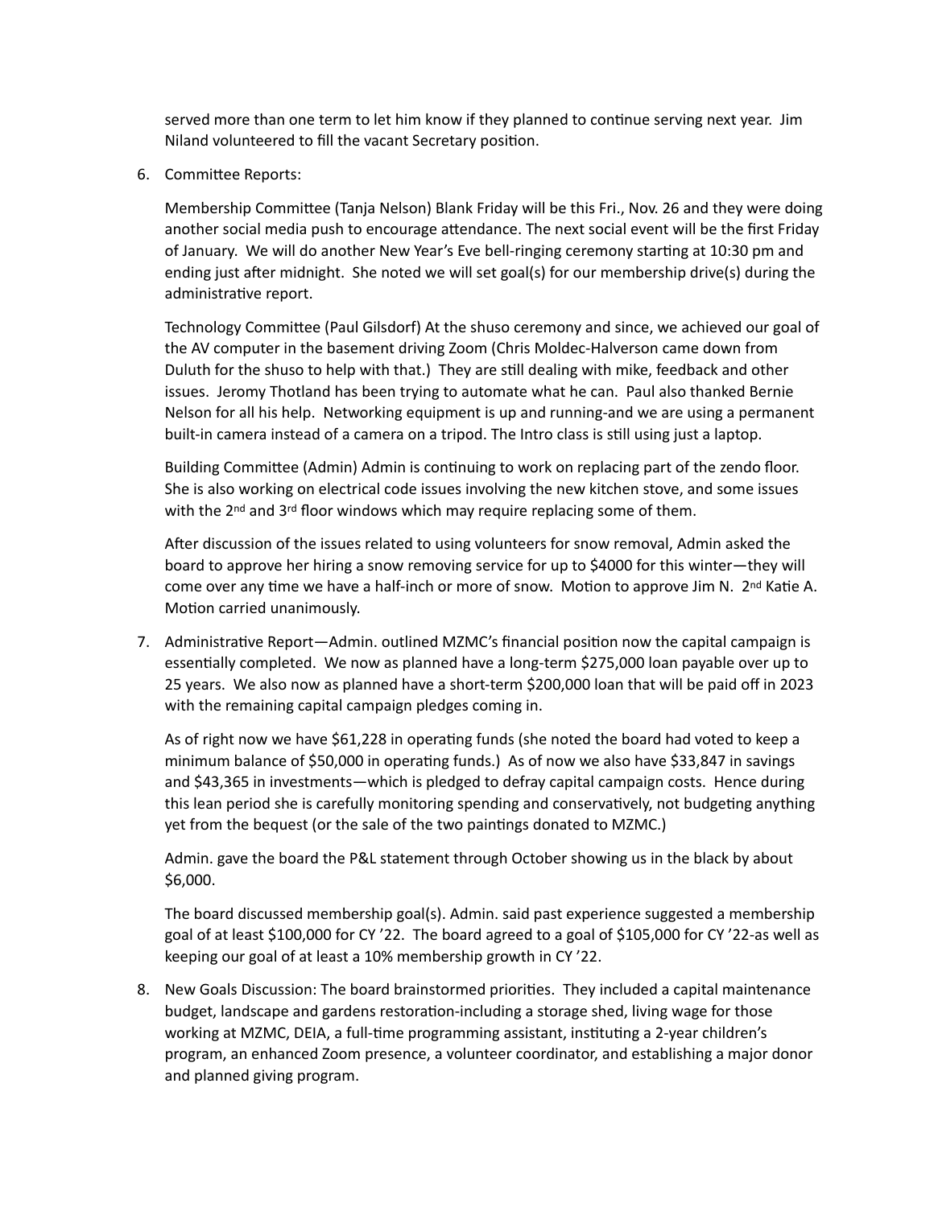served more than one term to let him know if they planned to continue serving next year. Jim Niland volunteered to fill the vacant Secretary position.

6. Committee Reports:

   Membership Committee (Tanja Nelson) Blank Friday will be this Fri., Nov. 26 and they were doing another social media push to encourage attendance. The next social event will be the first Friday of January. We will do another New Year's Eve bell-ringing ceremony starting at 10:30 pm and ending just after midnight. She noted we will set goal(s) for our membership drive(s) during the administrative report.

   Technology Committee (Paul Gilsdorf) At the shuso ceremony and since, we achieved our goal of the AV computer in the basement driving Zoom (Chris Moldec-Halverson came down from Duluth for the shuso to help with that.) They are still dealing with mike, feedback and other issues. Jeromy Thotland has been trying to automate what he can. Paul also thanked Bernie Nelson for all his help. Networking equipment is up and running-and we are using a permanent built-in camera instead of a camera on a tripod. The Intro class is still using just a laptop.

   Building Committee (Admin) Admin is continuing to work on replacing part of the zendo floor. She is also working on electrical code issues involving the new kitchen stove, and some issues with the 2nd and 3rd floor windows which may require replacing some of them.

   After discussion of the issues related to using volunteers for snow removal, Admin asked the board to approve her hiring a snow removing service for up to $4000 for this winter—they will come over any time we have a half-inch or more of snow. Motion to approve Jim N. 2nd Katie A. Motion carried unanimously.

7. Administrative Report—Admin. outlined MZMC's financial position now the capital campaign is essentially completed. We now as planned have a long-term $275,000 loan payable over up to 25 years. We also now as planned have a short-term $200,000 loan that will be paid off in 2023 with the remaining capital campaign pledges coming in.

   As of right now we have $61,228 in operating funds (she noted the board had voted to keep a minimum balance of $50,000 in operating funds.) As of now we also have $33,847 in savings and $43,365 in investments—which is pledged to defray capital campaign costs. Hence during this lean period she is carefully monitoring spending and conservatively, not budgeting anything yet from the bequest (or the sale of the two paintings donated to MZMC.)

   Admin. gave the board the P&L statement through October showing us in the black by about $6,000.

   The board discussed membership goal(s). Admin. said past experience suggested a membership goal of at least $100,000 for CY '22. The board agreed to a goal of $105,000 for CY '22-as well as keeping our goal of at least a 10% membership growth in CY '22.

8. New Goals Discussion: The board brainstormed priorities. They included a capital maintenance budget, landscape and gardens restoration-including a storage shed, living wage for those working at MZMC, DEIA, a full-time programming assistant, instituting a 2-year children's program, an enhanced Zoom presence, a volunteer coordinator, and establishing a major donor and planned giving program.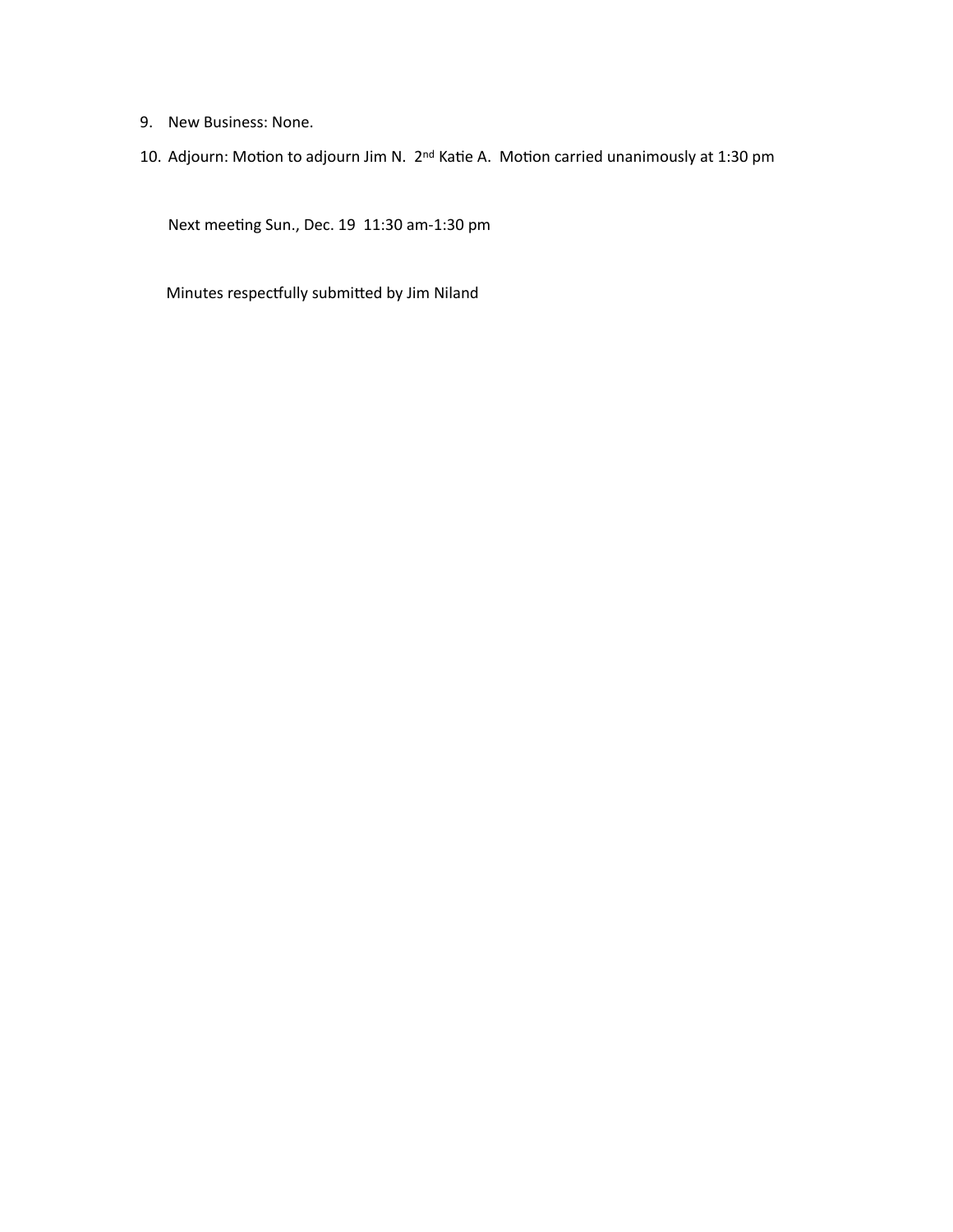9. New Business: None.
10. Adjourn: Motion to adjourn Jim N. 2nd Katie A. Motion carried unanimously at 1:30 pm

Next meeting Sun., Dec. 19 11:30 am-1:30 pm

Minutes respectfully submitted by Jim Niland